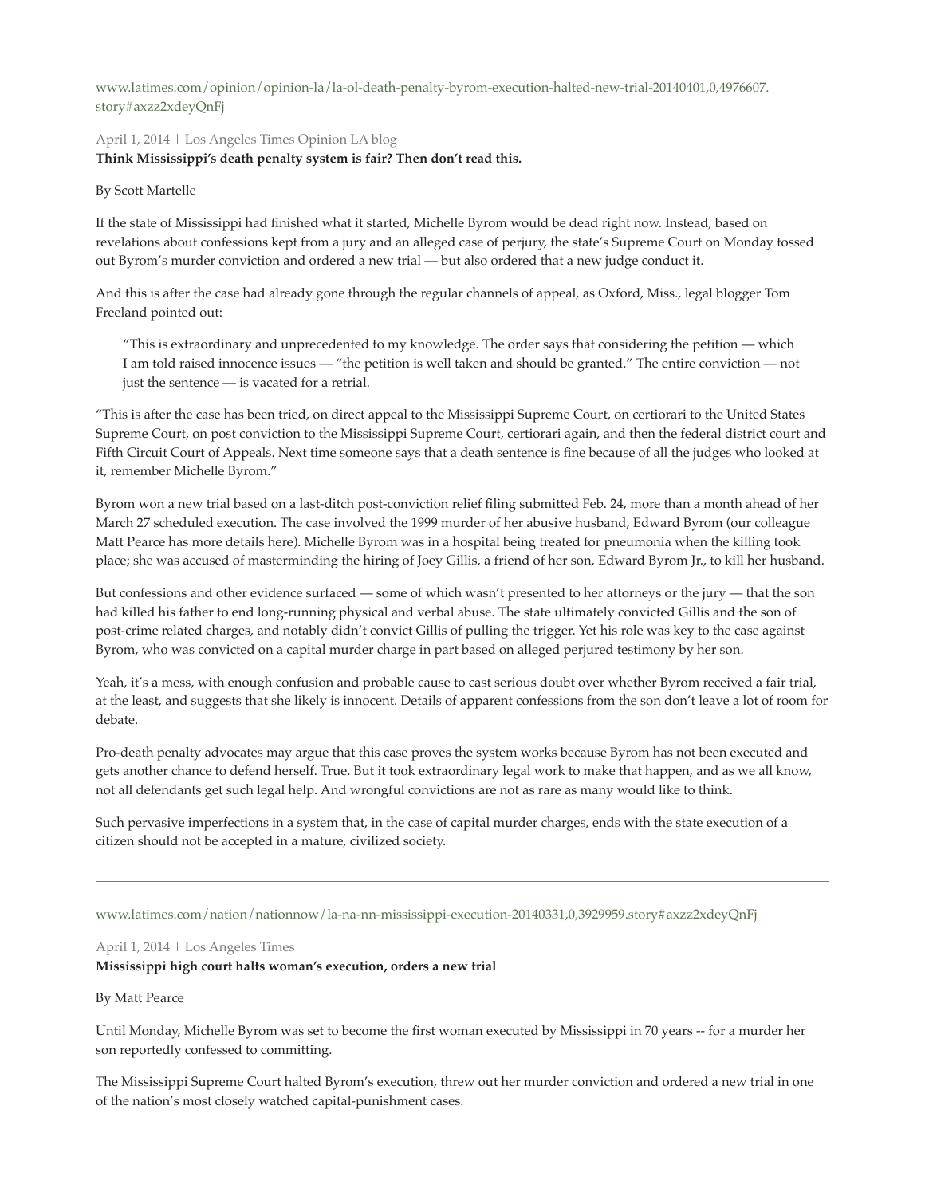www.latimes.com/opinion/opinion-la/la-ol-death-penalty-byrom-execution-halted-new-trial-20140401,0,4976607.story#axzz2xdeyQnFj

April 1, 2014 | Los Angeles Times Opinion LA blog

**Think Mississippi's death penalty system is fair? Then don't read this.**

By Scott Martelle

If the state of Mississippi had finished what it started, Michelle Byrom would be dead right now. Instead, based on revelations about confessions kept from a jury and an alleged case of perjury, the state's Supreme Court on Monday tossed out Byrom's murder conviction and ordered a new trial — but also ordered that a new judge conduct it.

And this is after the case had already gone through the regular channels of appeal, as Oxford, Miss., legal blogger Tom Freeland pointed out:

> "This is extraordinary and unprecedented to my knowledge. The order says that considering the petition — which I am told raised innocence issues — "the petition is well taken and should be granted." The entire conviction — not just the sentence — is vacated for a retrial.

"This is after the case has been tried, on direct appeal to the Mississippi Supreme Court, on certiorari to the United States Supreme Court, on post conviction to the Mississippi Supreme Court, certiorari again, and then the federal district court and Fifth Circuit Court of Appeals. Next time someone says that a death sentence is fine because of all the judges who looked at it, remember Michelle Byrom."

Byrom won a new trial based on a last-ditch post-conviction relief filing submitted Feb. 24, more than a month ahead of her March 27 scheduled execution. The case involved the 1999 murder of her abusive husband, Edward Byrom (our colleague Matt Pearce has more details here). Michelle Byrom was in a hospital being treated for pneumonia when the killing took place; she was accused of masterminding the hiring of Joey Gillis, a friend of her son, Edward Byrom Jr., to kill her husband.

But confessions and other evidence surfaced — some of which wasn't presented to her attorneys or the jury — that the son had killed his father to end long-running physical and verbal abuse. The state ultimately convicted Gillis and the son of post-crime related charges, and notably didn't convict Gillis of pulling the trigger. Yet his role was key to the case against Byrom, who was convicted on a capital murder charge in part based on alleged perjured testimony by her son.

Yeah, it's a mess, with enough confusion and probable cause to cast serious doubt over whether Byrom received a fair trial, at the least, and suggests that she likely is innocent. Details of apparent confessions from the son don't leave a lot of room for debate.

Pro-death penalty advocates may argue that this case proves the system works because Byrom has not been executed and gets another chance to defend herself. True. But it took extraordinary legal work to make that happen, and as we all know, not all defendants get such legal help. And wrongful convictions are not as rare as many would like to think.

Such pervasive imperfections in a system that, in the case of capital murder charges, ends with the state execution of a citizen should not be accepted in a mature, civilized society.

---

www.latimes.com/nation/nationnow/la-na-nn-mississippi-execution-20140331,0,3929959.story#axzz2xdeyQnFj

April 1, 2014 | Los Angeles Times

**Mississippi high court halts woman's execution, orders a new trial**

By Matt Pearce

Until Monday, Michelle Byrom was set to become the first woman executed by Mississippi in 70 years -- for a murder her son reportedly confessed to committing.

The Mississippi Supreme Court halted Byrom's execution, threw out her murder conviction and ordered a new trial in one of the nation's most closely watched capital-punishment cases.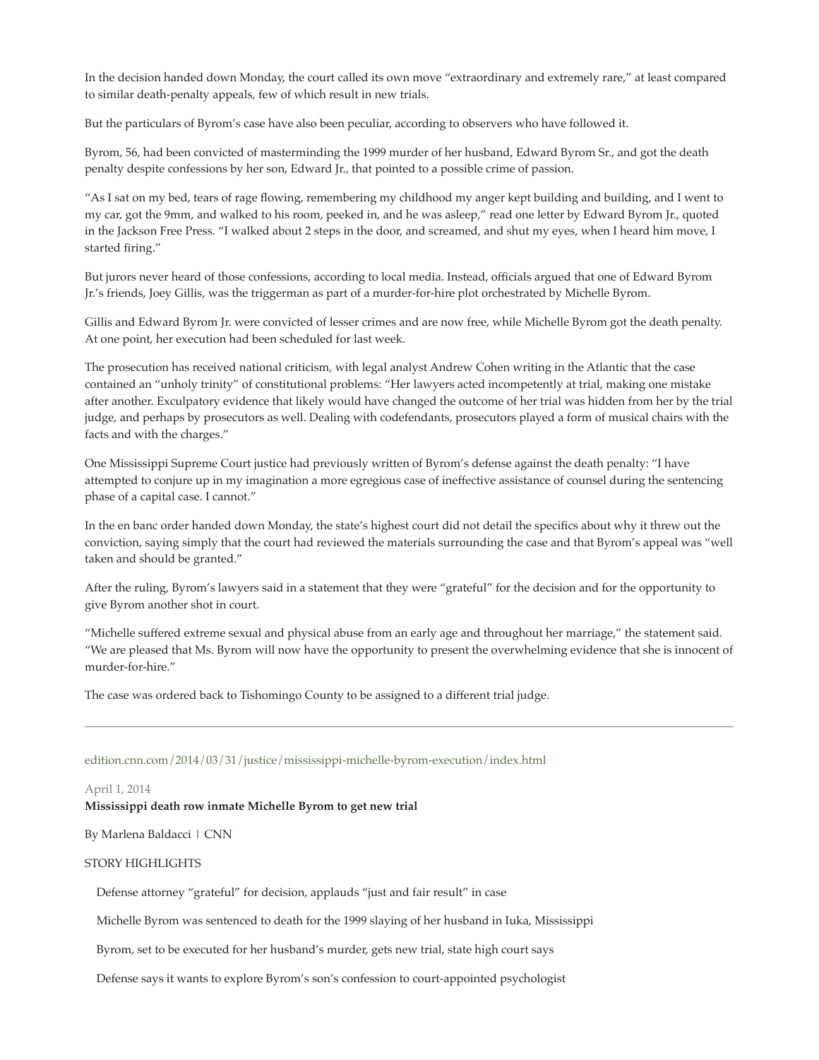In the decision handed down Monday, the court called its own move "extraordinary and extremely rare," at least compared to similar death-penalty appeals, few of which result in new trials.

But the particulars of Byrom's case have also been peculiar, according to observers who have followed it.

Byrom, 56, had been convicted of masterminding the 1999 murder of her husband, Edward Byrom Sr., and got the death penalty despite confessions by her son, Edward Jr., that pointed to a possible crime of passion.

"As I sat on my bed, tears of rage flowing, remembering my childhood my anger kept building and building, and I went to my car, got the 9mm, and walked to his room, peeked in, and he was asleep," read one letter by Edward Byrom Jr., quoted in the Jackson Free Press. "I walked about 2 steps in the door, and screamed, and shut my eyes, when I heard him move, I started firing."

But jurors never heard of those confessions, according to local media. Instead, officials argued that one of Edward Byrom Jr.'s friends, Joey Gillis, was the triggerman as part of a murder-for-hire plot orchestrated by Michelle Byrom.

Gillis and Edward Byrom Jr. were convicted of lesser crimes and are now free, while Michelle Byrom got the death penalty. At one point, her execution had been scheduled for last week.

The prosecution has received national criticism, with legal analyst Andrew Cohen writing in the Atlantic that the case contained an "unholy trinity" of constitutional problems: "Her lawyers acted incompetently at trial, making one mistake after another. Exculpatory evidence that likely would have changed the outcome of her trial was hidden from her by the trial judge, and perhaps by prosecutors as well. Dealing with codefendants, prosecutors played a form of musical chairs with the facts and with the charges."

One Mississippi Supreme Court justice had previously written of Byrom's defense against the death penalty: "I have attempted to conjure up in my imagination a more egregious case of ineffective assistance of counsel during the sentencing phase of a capital case. I cannot."

In the en banc order handed down Monday, the state's highest court did not detail the specifics about why it threw out the conviction, saying simply that the court had reviewed the materials surrounding the case and that Byrom's appeal was "well taken and should be granted."

After the ruling, Byrom's lawyers said in a statement that they were "grateful" for the decision and for the opportunity to give Byrom another shot in court.

"Michelle suffered extreme sexual and physical abuse from an early age and throughout her marriage," the statement said. "We are pleased that Ms. Byrom will now have the opportunity to present the overwhelming evidence that she is innocent of murder-for-hire."

The case was ordered back to Tishomingo County to be assigned to a different trial judge.

---

edition.cnn.com/2014/03/31/justice/mississippi-michelle-byrom-execution/index.html

April 1, 2014

**Mississippi death row inmate Michelle Byrom to get new trial**

By Marlena Baldacci | CNN

STORY HIGHLIGHTS

- Defense attorney "grateful" for decision, applauds "just and fair result" in case
- Michelle Byrom was sentenced to death for the 1999 slaying of her husband in Iuka, Mississippi
- Byrom, set to be executed for her husband's murder, gets new trial, state high court says
- Defense says it wants to explore Byrom's son's confession to court-appointed psychologist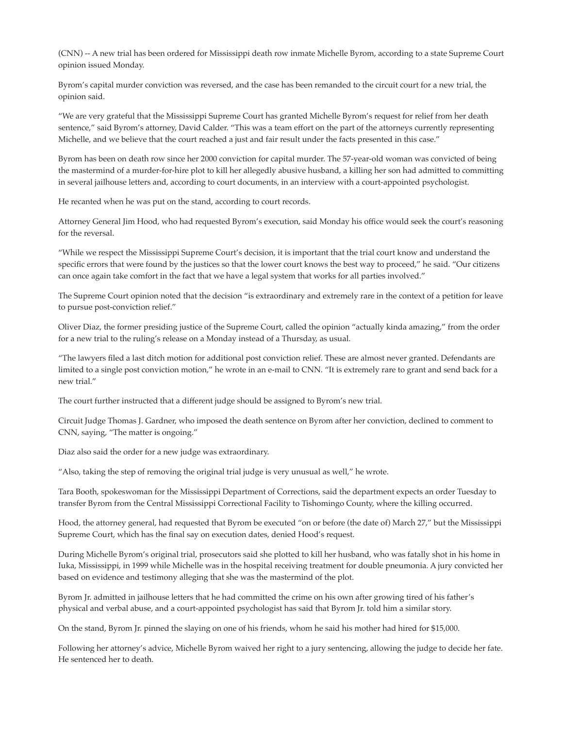(CNN) -- A new trial has been ordered for Mississippi death row inmate Michelle Byrom, according to a state Supreme Court opinion issued Monday.

Byrom's capital murder conviction was reversed, and the case has been remanded to the circuit court for a new trial, the opinion said.

"We are very grateful that the Mississippi Supreme Court has granted Michelle Byrom's request for relief from her death sentence," said Byrom's attorney, David Calder. "This was a team effort on the part of the attorneys currently representing Michelle, and we believe that the court reached a just and fair result under the facts presented in this case."

Byrom has been on death row since her 2000 conviction for capital murder. The 57-year-old woman was convicted of being the mastermind of a murder-for-hire plot to kill her allegedly abusive husband, a killing her son had admitted to committing in several jailhouse letters and, according to court documents, in an interview with a court-appointed psychologist.

He recanted when he was put on the stand, according to court records.

Attorney General Jim Hood, who had requested Byrom's execution, said Monday his office would seek the court's reasoning for the reversal.

"While we respect the Mississippi Supreme Court's decision, it is important that the trial court know and understand the specific errors that were found by the justices so that the lower court knows the best way to proceed," he said. "Our citizens can once again take comfort in the fact that we have a legal system that works for all parties involved."

The Supreme Court opinion noted that the decision "is extraordinary and extremely rare in the context of a petition for leave to pursue post-conviction relief."

Oliver Diaz, the former presiding justice of the Supreme Court, called the opinion "actually kinda amazing," from the order for a new trial to the ruling's release on a Monday instead of a Thursday, as usual.

"The lawyers filed a last ditch motion for additional post conviction relief. These are almost never granted. Defendants are limited to a single post conviction motion," he wrote in an e-mail to CNN. "It is extremely rare to grant and send back for a new trial."

The court further instructed that a different judge should be assigned to Byrom's new trial.

Circuit Judge Thomas J. Gardner, who imposed the death sentence on Byrom after her conviction, declined to comment to CNN, saying, "The matter is ongoing."

Diaz also said the order for a new judge was extraordinary.

"Also, taking the step of removing the original trial judge is very unusual as well," he wrote.

Tara Booth, spokeswoman for the Mississippi Department of Corrections, said the department expects an order Tuesday to transfer Byrom from the Central Mississippi Correctional Facility to Tishomingo County, where the killing occurred.

Hood, the attorney general, had requested that Byrom be executed "on or before (the date of) March 27," but the Mississippi Supreme Court, which has the final say on execution dates, denied Hood's request.

During Michelle Byrom's original trial, prosecutors said she plotted to kill her husband, who was fatally shot in his home in Iuka, Mississippi, in 1999 while Michelle was in the hospital receiving treatment for double pneumonia. A jury convicted her based on evidence and testimony alleging that she was the mastermind of the plot.

Byrom Jr. admitted in jailhouse letters that he had committed the crime on his own after growing tired of his father's physical and verbal abuse, and a court-appointed psychologist has said that Byrom Jr. told him a similar story.

On the stand, Byrom Jr. pinned the slaying on one of his friends, whom he said his mother had hired for $15,000.

Following her attorney's advice, Michelle Byrom waived her right to a jury sentencing, allowing the judge to decide her fate. He sentenced her to death.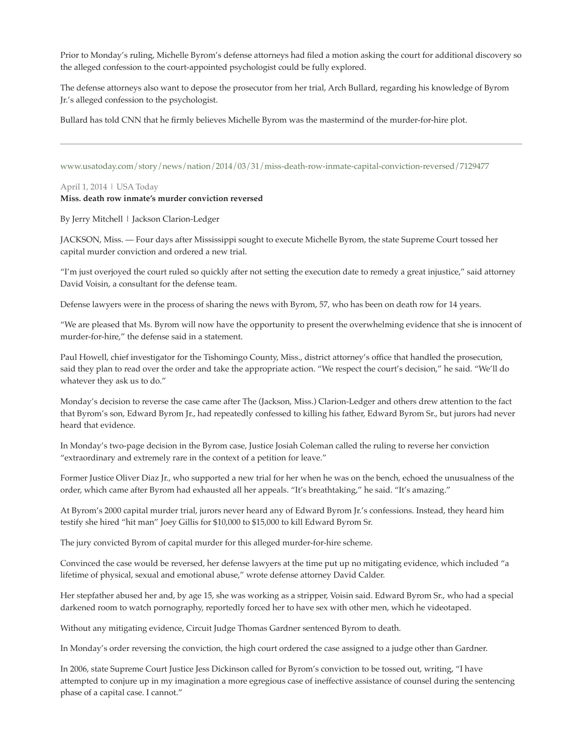Prior to Monday's ruling, Michelle Byrom's defense attorneys had filed a motion asking the court for additional discovery so the alleged confession to the court-appointed psychologist could be fully explored.

The defense attorneys also want to depose the prosecutor from her trial, Arch Bullard, regarding his knowledge of Byrom Jr.'s alleged confession to the psychologist.

Bullard has told CNN that he firmly believes Michelle Byrom was the mastermind of the murder-for-hire plot.

---

www.usatoday.com/story/news/nation/2014/03/31/miss-death-row-inmate-capital-conviction-reversed/7129477

April 1, 2014 | USA Today

**Miss. death row inmate's murder conviction reversed**

By Jerry Mitchell | Jackson Clarion-Ledger

JACKSON, Miss. — Four days after Mississippi sought to execute Michelle Byrom, the state Supreme Court tossed her capital murder conviction and ordered a new trial.

"I'm just overjoyed the court ruled so quickly after not setting the execution date to remedy a great injustice," said attorney David Voisin, a consultant for the defense team.

Defense lawyers were in the process of sharing the news with Byrom, 57, who has been on death row for 14 years.

"We are pleased that Ms. Byrom will now have the opportunity to present the overwhelming evidence that she is innocent of murder-for-hire," the defense said in a statement.

Paul Howell, chief investigator for the Tishomingo County, Miss., district attorney's office that handled the prosecution, said they plan to read over the order and take the appropriate action. "We respect the court's decision," he said. "We'll do whatever they ask us to do."

Monday's decision to reverse the case came after The (Jackson, Miss.) Clarion-Ledger and others drew attention to the fact that Byrom's son, Edward Byrom Jr., had repeatedly confessed to killing his father, Edward Byrom Sr., but jurors had never heard that evidence.

In Monday's two-page decision in the Byrom case, Justice Josiah Coleman called the ruling to reverse her conviction "extraordinary and extremely rare in the context of a petition for leave."

Former Justice Oliver Diaz Jr., who supported a new trial for her when he was on the bench, echoed the unusualness of the order, which came after Byrom had exhausted all her appeals. "It's breathtaking," he said. "It's amazing."

At Byrom's 2000 capital murder trial, jurors never heard any of Edward Byrom Jr.'s confessions. Instead, they heard him testify she hired "hit man" Joey Gillis for $10,000 to $15,000 to kill Edward Byrom Sr.

The jury convicted Byrom of capital murder for this alleged murder-for-hire scheme.

Convinced the case would be reversed, her defense lawyers at the time put up no mitigating evidence, which included "a lifetime of physical, sexual and emotional abuse," wrote defense attorney David Calder.

Her stepfather abused her and, by age 15, she was working as a stripper, Voisin said. Edward Byrom Sr., who had a special darkened room to watch pornography, reportedly forced her to have sex with other men, which he videotaped.

Without any mitigating evidence, Circuit Judge Thomas Gardner sentenced Byrom to death.

In Monday's order reversing the conviction, the high court ordered the case assigned to a judge other than Gardner.

In 2006, state Supreme Court Justice Jess Dickinson called for Byrom's conviction to be tossed out, writing, "I have attempted to conjure up in my imagination a more egregious case of ineffective assistance of counsel during the sentencing phase of a capital case. I cannot."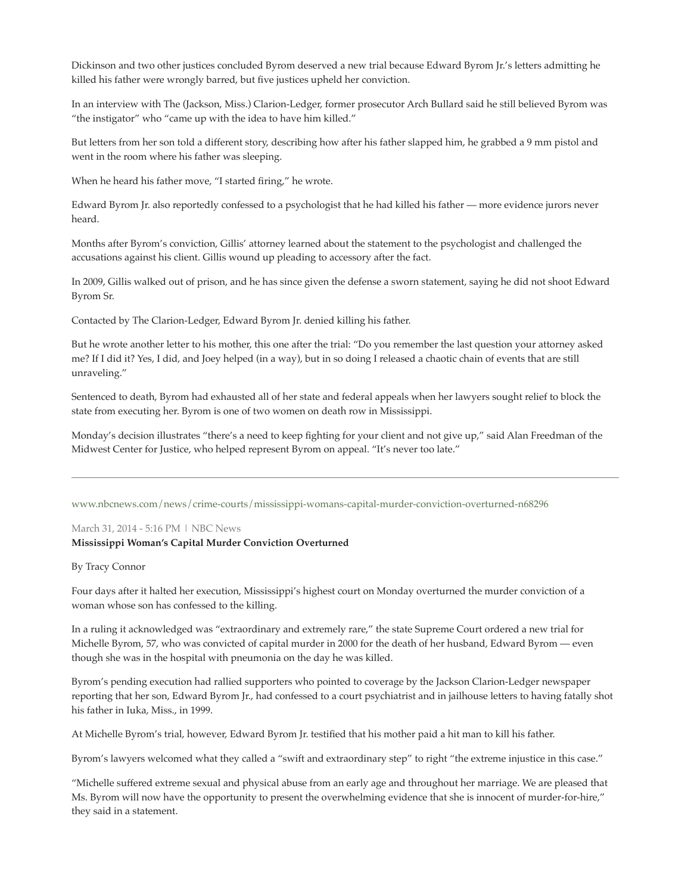Dickinson and two other justices concluded Byrom deserved a new trial because Edward Byrom Jr.'s letters admitting he killed his father were wrongly barred, but five justices upheld her conviction.

In an interview with The (Jackson, Miss.) Clarion-Ledger, former prosecutor Arch Bullard said he still believed Byrom was "the instigator" who "came up with the idea to have him killed."

But letters from her son told a different story, describing how after his father slapped him, he grabbed a 9 mm pistol and went in the room where his father was sleeping.

When he heard his father move, "I started firing," he wrote.

Edward Byrom Jr. also reportedly confessed to a psychologist that he had killed his father — more evidence jurors never heard.

Months after Byrom's conviction, Gillis' attorney learned about the statement to the psychologist and challenged the accusations against his client. Gillis wound up pleading to accessory after the fact.

In 2009, Gillis walked out of prison, and he has since given the defense a sworn statement, saying he did not shoot Edward Byrom Sr.

Contacted by The Clarion-Ledger, Edward Byrom Jr. denied killing his father.

But he wrote another letter to his mother, this one after the trial: "Do you remember the last question your attorney asked me? If I did it? Yes, I did, and Joey helped (in a way), but in so doing I released a chaotic chain of events that are still unraveling."

Sentenced to death, Byrom had exhausted all of her state and federal appeals when her lawyers sought relief to block the state from executing her. Byrom is one of two women on death row in Mississippi.

Monday's decision illustrates "there's a need to keep fighting for your client and not give up," said Alan Freedman of the Midwest Center for Justice, who helped represent Byrom on appeal. "It's never too late."

---

www.nbcnews.com/news/crime-courts/mississippi-womans-capital-murder-conviction-overturned-n68296

March 31, 2014 - 5:16 PM | NBC News

**Mississippi Woman's Capital Murder Conviction Overturned**

By Tracy Connor

Four days after it halted her execution, Mississippi's highest court on Monday overturned the murder conviction of a woman whose son has confessed to the killing.

In a ruling it acknowledged was "extraordinary and extremely rare," the state Supreme Court ordered a new trial for Michelle Byrom, 57, who was convicted of capital murder in 2000 for the death of her husband, Edward Byrom — even though she was in the hospital with pneumonia on the day he was killed.

Byrom's pending execution had rallied supporters who pointed to coverage by the Jackson Clarion-Ledger newspaper reporting that her son, Edward Byrom Jr., had confessed to a court psychiatrist and in jailhouse letters to having fatally shot his father in Iuka, Miss., in 1999.

At Michelle Byrom's trial, however, Edward Byrom Jr. testified that his mother paid a hit man to kill his father.

Byrom's lawyers welcomed what they called a "swift and extraordinary step" to right "the extreme injustice in this case."

"Michelle suffered extreme sexual and physical abuse from an early age and throughout her marriage. We are pleased that Ms. Byrom will now have the opportunity to present the overwhelming evidence that she is innocent of murder-for-hire," they said in a statement.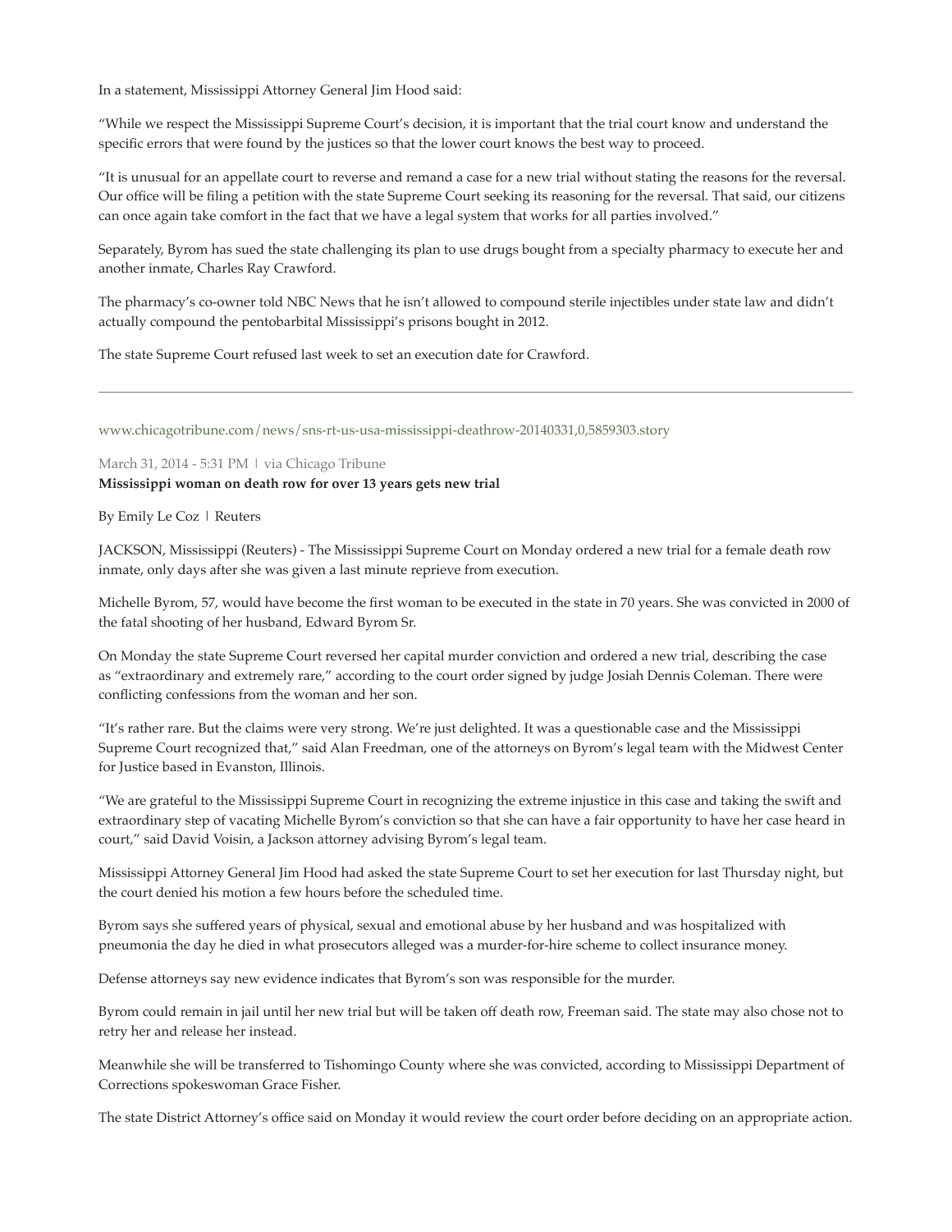In a statement, Mississippi Attorney General Jim Hood said:

"While we respect the Mississippi Supreme Court's decision, it is important that the trial court know and understand the specific errors that were found by the justices so that the lower court knows the best way to proceed.

"It is unusual for an appellate court to reverse and remand a case for a new trial without stating the reasons for the reversal. Our office will be filing a petition with the state Supreme Court seeking its reasoning for the reversal. That said, our citizens can once again take comfort in the fact that we have a legal system that works for all parties involved."

Separately, Byrom has sued the state challenging its plan to use drugs bought from a specialty pharmacy to execute her and another inmate, Charles Ray Crawford.

The pharmacy's co-owner told NBC News that he isn't allowed to compound sterile injectibles under state law and didn't actually compound the pentobarbital Mississippi's prisons bought in 2012.

The state Supreme Court refused last week to set an execution date for Crawford.

---

www.chicagotribune.com/news/sns-rt-us-usa-mississippi-deathrow-20140331,0,5859303.story

March 31, 2014 - 5:31 PM | via Chicago Tribune

**Mississippi woman on death row for over 13 years gets new trial**

By Emily Le Coz | Reuters

JACKSON, Mississippi (Reuters) - The Mississippi Supreme Court on Monday ordered a new trial for a female death row inmate, only days after she was given a last minute reprieve from execution.

Michelle Byrom, 57, would have become the first woman to be executed in the state in 70 years. She was convicted in 2000 of the fatal shooting of her husband, Edward Byrom Sr.

On Monday the state Supreme Court reversed her capital murder conviction and ordered a new trial, describing the case as "extraordinary and extremely rare," according to the court order signed by judge Josiah Dennis Coleman. There were conflicting confessions from the woman and her son.

"It's rather rare. But the claims were very strong. We're just delighted. It was a questionable case and the Mississippi Supreme Court recognized that," said Alan Freedman, one of the attorneys on Byrom's legal team with the Midwest Center for Justice based in Evanston, Illinois.

"We are grateful to the Mississippi Supreme Court in recognizing the extreme injustice in this case and taking the swift and extraordinary step of vacating Michelle Byrom's conviction so that she can have a fair opportunity to have her case heard in court," said David Voisin, a Jackson attorney advising Byrom's legal team.

Mississippi Attorney General Jim Hood had asked the state Supreme Court to set her execution for last Thursday night, but the court denied his motion a few hours before the scheduled time.

Byrom says she suffered years of physical, sexual and emotional abuse by her husband and was hospitalized with pneumonia the day he died in what prosecutors alleged was a murder-for-hire scheme to collect insurance money.

Defense attorneys say new evidence indicates that Byrom's son was responsible for the murder.

Byrom could remain in jail until her new trial but will be taken off death row, Freeman said. The state may also chose not to retry her and release her instead.

Meanwhile she will be transferred to Tishomingo County where she was convicted, according to Mississippi Department of Corrections spokeswoman Grace Fisher.

The state District Attorney's office said on Monday it would review the court order before deciding on an appropriate action.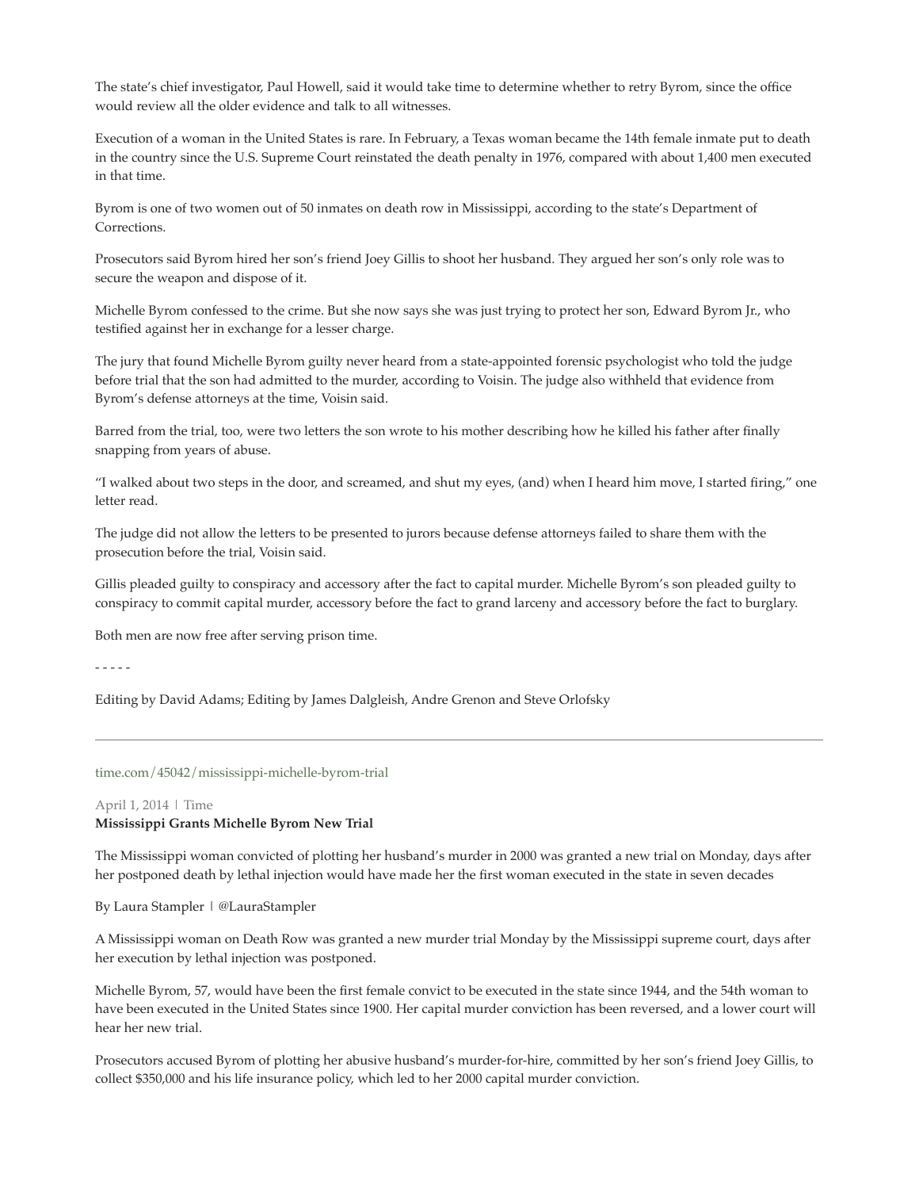The state's chief investigator, Paul Howell, said it would take time to determine whether to retry Byrom, since the office would review all the older evidence and talk to all witnesses.

Execution of a woman in the United States is rare. In February, a Texas woman became the 14th female inmate put to death in the country since the U.S. Supreme Court reinstated the death penalty in 1976, compared with about 1,400 men executed in that time.

Byrom is one of two women out of 50 inmates on death row in Mississippi, according to the state's Department of Corrections.

Prosecutors said Byrom hired her son's friend Joey Gillis to shoot her husband. They argued her son's only role was to secure the weapon and dispose of it.

Michelle Byrom confessed to the crime. But she now says she was just trying to protect her son, Edward Byrom Jr., who testified against her in exchange for a lesser charge.

The jury that found Michelle Byrom guilty never heard from a state-appointed forensic psychologist who told the judge before trial that the son had admitted to the murder, according to Voisin. The judge also withheld that evidence from Byrom's defense attorneys at the time, Voisin said.

Barred from the trial, too, were two letters the son wrote to his mother describing how he killed his father after finally snapping from years of abuse.

"I walked about two steps in the door, and screamed, and shut my eyes, (and) when I heard him move, I started firing," one letter read.

The judge did not allow the letters to be presented to jurors because defense attorneys failed to share them with the prosecution before the trial, Voisin said.

Gillis pleaded guilty to conspiracy and accessory after the fact to capital murder. Michelle Byrom's son pleaded guilty to conspiracy to commit capital murder, accessory before the fact to grand larceny and accessory before the fact to burglary.

Both men are now free after serving prison time.

- - - - -

Editing by David Adams; Editing by James Dalgleish, Andre Grenon and Steve Orlofsky

---

time.com/45042/mississippi-michelle-byrom-trial

April 1, 2014 | Time

**Mississippi Grants Michelle Byrom New Trial**

The Mississippi woman convicted of plotting her husband's murder in 2000 was granted a new trial on Monday, days after her postponed death by lethal injection would have made her the first woman executed in the state in seven decades

By Laura Stampler | @LauraStampler

A Mississippi woman on Death Row was granted a new murder trial Monday by the Mississippi supreme court, days after her execution by lethal injection was postponed.

Michelle Byrom, 57, would have been the first female convict to be executed in the state since 1944, and the 54th woman to have been executed in the United States since 1900. Her capital murder conviction has been reversed, and a lower court will hear her new trial.

Prosecutors accused Byrom of plotting her abusive husband's murder-for-hire, committed by her son's friend Joey Gillis, to collect $350,000 and his life insurance policy, which led to her 2000 capital murder conviction.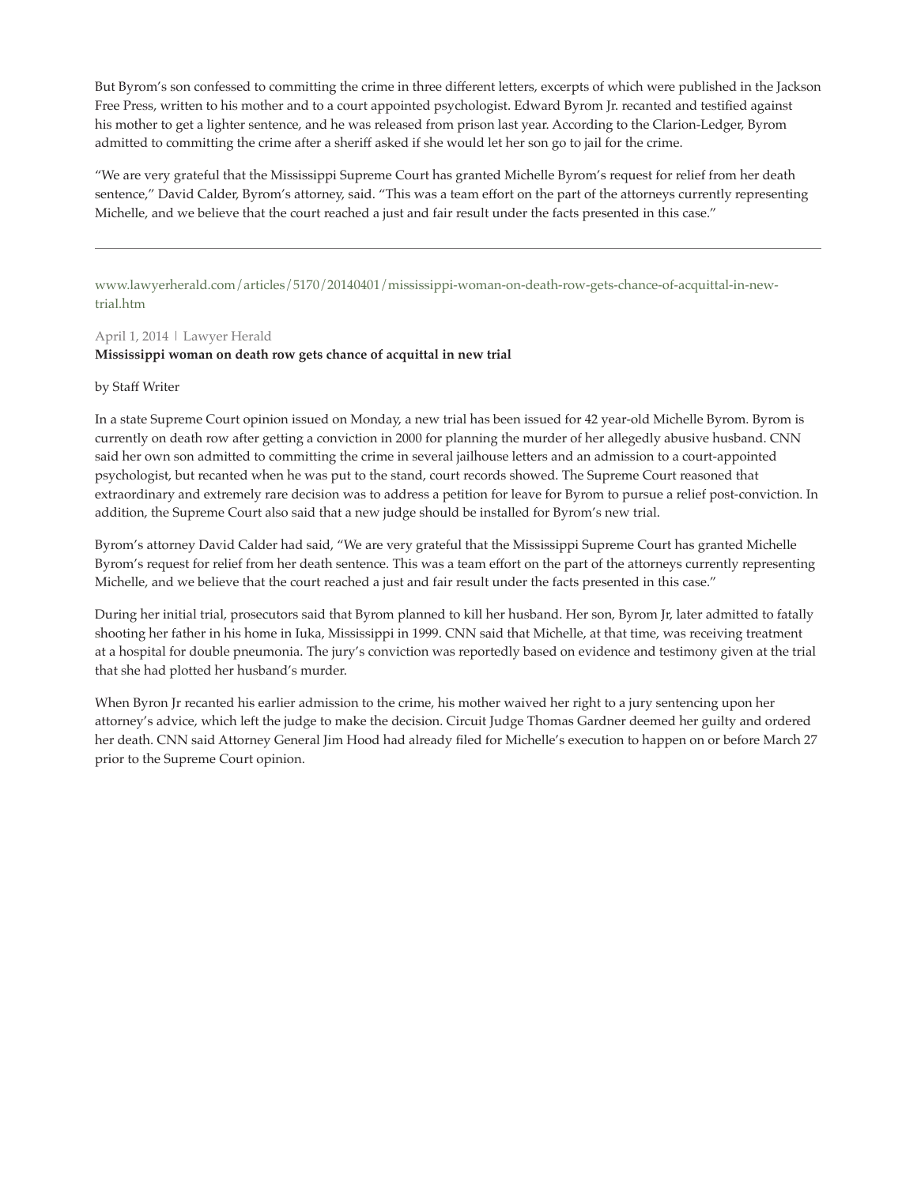But Byrom's son confessed to committing the crime in three different letters, excerpts of which were published in the Jackson Free Press, written to his mother and to a court appointed psychologist. Edward Byrom Jr. recanted and testified against his mother to get a lighter sentence, and he was released from prison last year. According to the Clarion-Ledger, Byrom admitted to committing the crime after a sheriff asked if she would let her son go to jail for the crime.

"We are very grateful that the Mississippi Supreme Court has granted Michelle Byrom's request for relief from her death sentence," David Calder, Byrom's attorney, said. "This was a team effort on the part of the attorneys currently representing Michelle, and we believe that the court reached a just and fair result under the facts presented in this case."

---

www.lawyerherald.com/articles/5170/20140401/mississippi-woman-on-death-row-gets-chance-of-acquittal-in-new-trial.htm

April 1, 2014 | Lawyer Herald

**Mississippi woman on death row gets chance of acquittal in new trial**

by Staff Writer

In a state Supreme Court opinion issued on Monday, a new trial has been issued for 42 year-old Michelle Byrom. Byrom is currently on death row after getting a conviction in 2000 for planning the murder of her allegedly abusive husband. CNN said her own son admitted to committing the crime in several jailhouse letters and an admission to a court-appointed psychologist, but recanted when he was put to the stand, court records showed. The Supreme Court reasoned that extraordinary and extremely rare decision was to address a petition for leave for Byrom to pursue a relief post-conviction. In addition, the Supreme Court also said that a new judge should be installed for Byrom's new trial.

Byrom's attorney David Calder had said, "We are very grateful that the Mississippi Supreme Court has granted Michelle Byrom's request for relief from her death sentence. This was a team effort on the part of the attorneys currently representing Michelle, and we believe that the court reached a just and fair result under the facts presented in this case."

During her initial trial, prosecutors said that Byrom planned to kill her husband. Her son, Byrom Jr, later admitted to fatally shooting her father in his home in Iuka, Mississippi in 1999. CNN said that Michelle, at that time, was receiving treatment at a hospital for double pneumonia. The jury's conviction was reportedly based on evidence and testimony given at the trial that she had plotted her husband's murder.

When Byron Jr recanted his earlier admission to the crime, his mother waived her right to a jury sentencing upon her attorney's advice, which left the judge to make the decision. Circuit Judge Thomas Gardner deemed her guilty and ordered her death. CNN said Attorney General Jim Hood had already filed for Michelle's execution to happen on or before March 27 prior to the Supreme Court opinion.